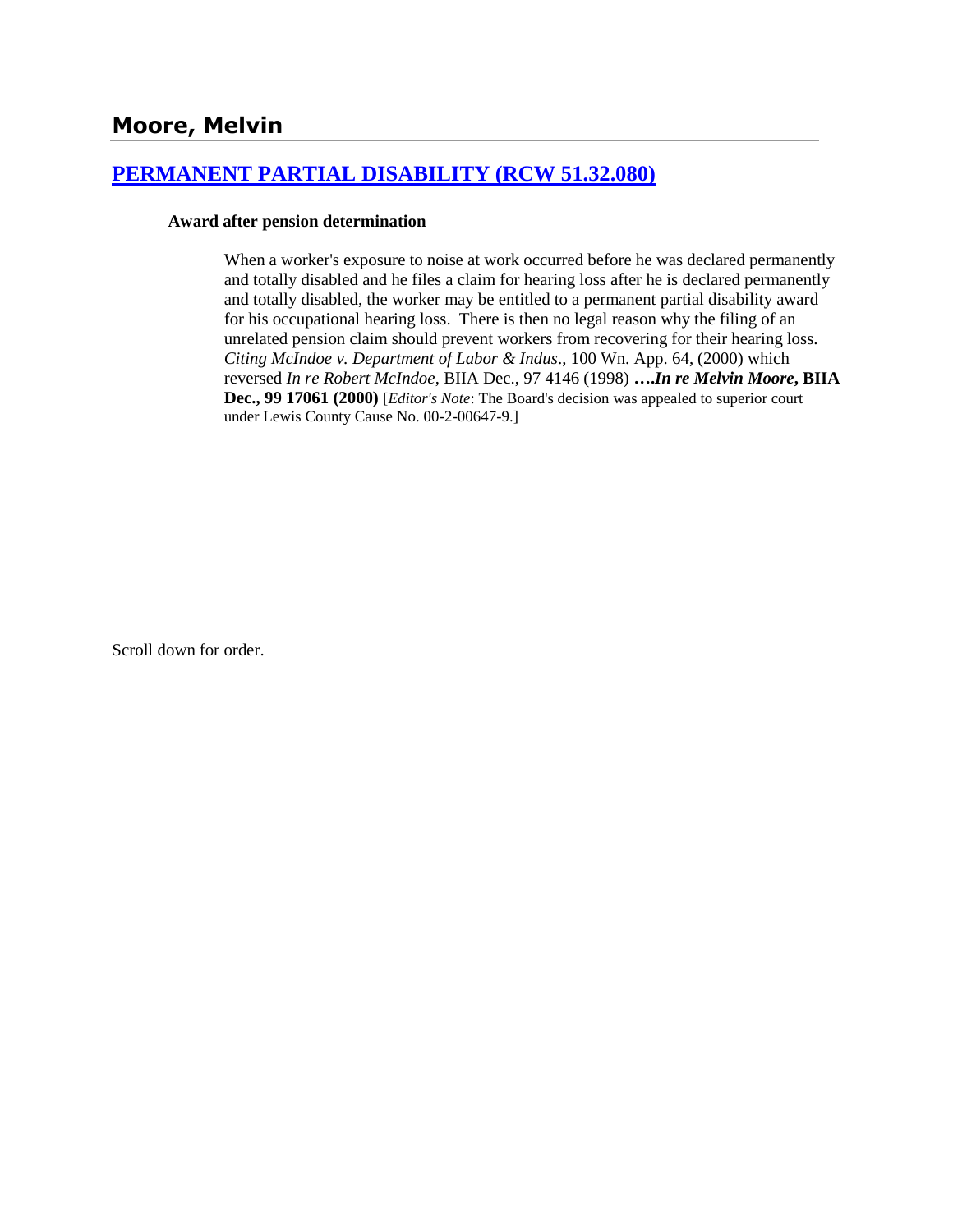# Moore, Melvin

## [PERMANENT PARTIAL DISABILITY (RCW 51.32.080)]

**Award after pension determination**

When a worker's exposure to noise at work occurred before he was declared permanently and totally disabled and he files a claim for hearing loss after he is declared permanently and totally disabled, the worker may be entitled to a permanent partial disability award for his occupational hearing loss. There is then no legal reason why the filing of an unrelated pension claim should prevent workers from recovering for their hearing loss. *Citing McIndoe v. Department of Labor & Indus*., 100 Wn. App. 64, (2000) which reversed *In re Robert McIndoe*, BIIA Dec., 97 4146 (1998) ***….In re Melvin Moore*, BIIA Dec., 99 17061 (2000)** [*Editor's Note*: The Board's decision was appealed to superior court under Lewis County Cause No. 00-2-00647-9.]

Scroll down for order.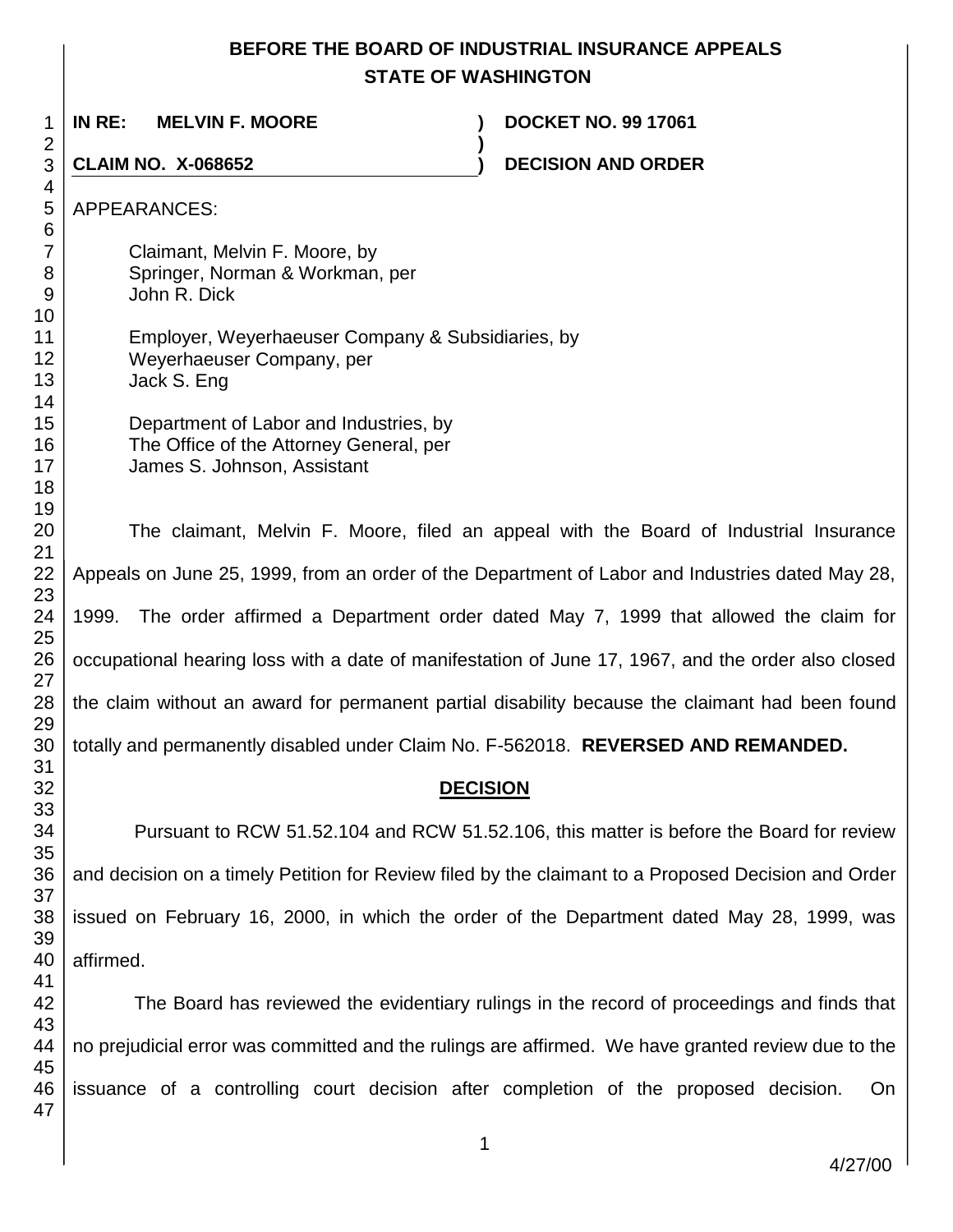# BEFORE THE BOARD OF INDUSTRIAL INSURANCE APPEALS
## STATE OF WASHINGTON

**IN RE: MELVIN F. MOORE** ) **DOCKET NO. 99 17061**
)
**CLAIM NO. X-068652** ) **DECISION AND ORDER**

APPEARANCES:

Claimant, Melvin F. Moore, by
Springer, Norman & Workman, per
John R. Dick

Employer, Weyerhaeuser Company & Subsidiaries, by
Weyerhaeuser Company, per
Jack S. Eng

Department of Labor and Industries, by
The Office of the Attorney General, per
James S. Johnson, Assistant

The claimant, Melvin F. Moore, filed an appeal with the Board of Industrial Insurance Appeals on June 25, 1999, from an order of the Department of Labor and Industries dated May 28, 1999. The order affirmed a Department order dated May 7, 1999 that allowed the claim for occupational hearing loss with a date of manifestation of June 17, 1967, and the order also closed the claim without an award for permanent partial disability because the claimant had been found totally and permanently disabled under Claim No. F-562018. **REVERSED AND REMANDED.**

## DECISION

Pursuant to RCW 51.52.104 and RCW 51.52.106, this matter is before the Board for review and decision on a timely Petition for Review filed by the claimant to a Proposed Decision and Order issued on February 16, 2000, in which the order of the Department dated May 28, 1999, was affirmed.

The Board has reviewed the evidentiary rulings in the record of proceedings and finds that no prejudicial error was committed and the rulings are affirmed. We have granted review due to the issuance of a controlling court decision after completion of the proposed decision. On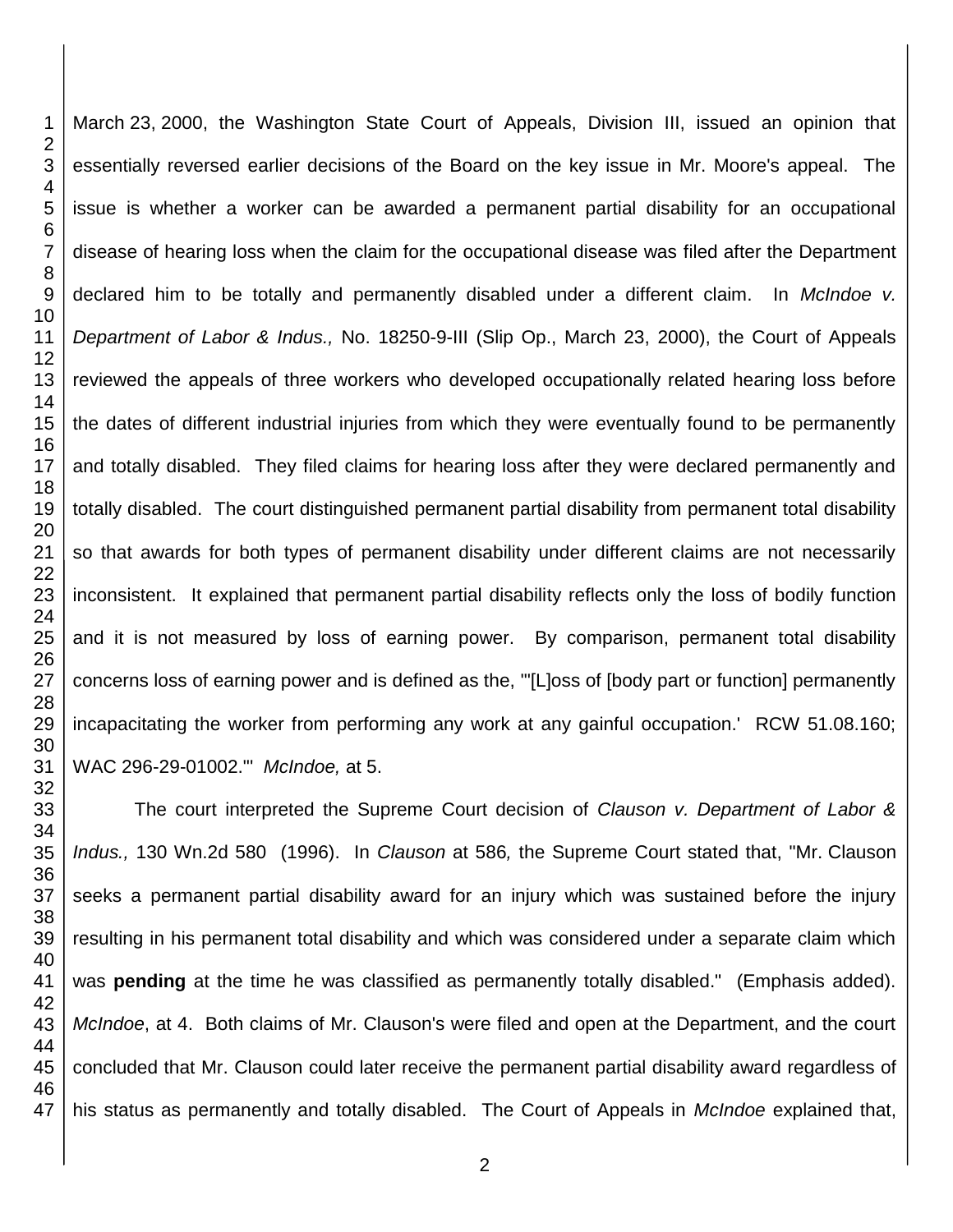March 23, 2000, the Washington State Court of Appeals, Division III, issued an opinion that essentially reversed earlier decisions of the Board on the key issue in Mr. Moore's appeal. The issue is whether a worker can be awarded a permanent partial disability for an occupational disease of hearing loss when the claim for the occupational disease was filed after the Department declared him to be totally and permanently disabled under a different claim. In *McIndoe v. Department of Labor & Indus.,* No. 18250-9-III (Slip Op., March 23, 2000), the Court of Appeals reviewed the appeals of three workers who developed occupationally related hearing loss before the dates of different industrial injuries from which they were eventually found to be permanently and totally disabled. They filed claims for hearing loss after they were declared permanently and totally disabled. The court distinguished permanent partial disability from permanent total disability so that awards for both types of permanent disability under different claims are not necessarily inconsistent. It explained that permanent partial disability reflects only the loss of bodily function and it is not measured by loss of earning power. By comparison, permanent total disability concerns loss of earning power and is defined as the, "'[L]oss of [body part or function] permanently incapacitating the worker from performing any work at any gainful occupation.' RCW 51.08.160; WAC 296-29-01002."' *McIndoe,* at 5.

The court interpreted the Supreme Court decision of *Clauson v. Department of Labor & Indus.,* 130 Wn.2d 580 (1996). In *Clauson* at 586*,* the Supreme Court stated that, "Mr. Clauson seeks a permanent partial disability award for an injury which was sustained before the injury resulting in his permanent total disability and which was considered under a separate claim which was **pending** at the time he was classified as permanently totally disabled." (Emphasis added). *McIndoe*, at 4. Both claims of Mr. Clauson's were filed and open at the Department, and the court concluded that Mr. Clauson could later receive the permanent partial disability award regardless of his status as permanently and totally disabled. The Court of Appeals in *McIndoe* explained that,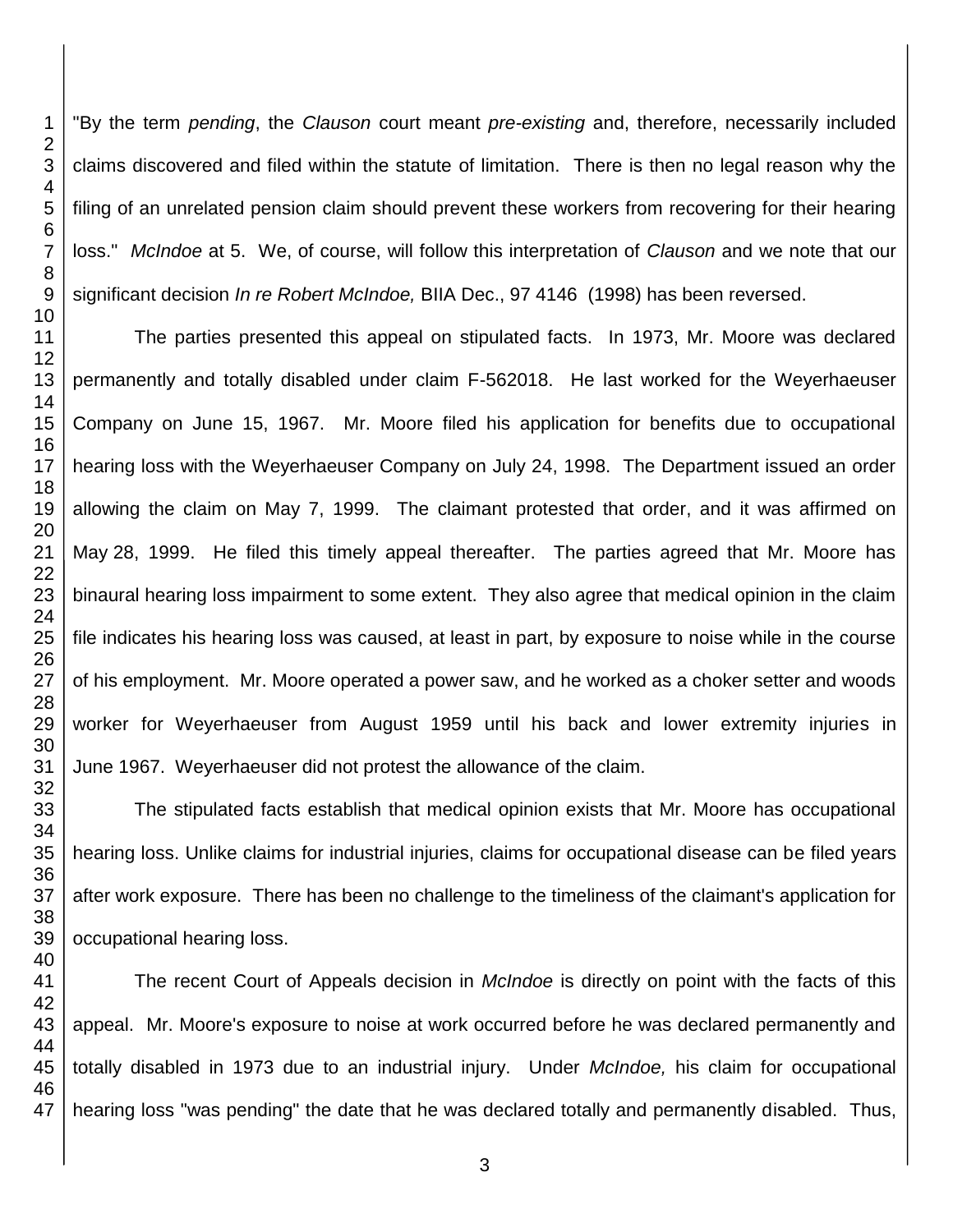"By the term *pending*, the *Clauson* court meant *pre-existing* and, therefore, necessarily included claims discovered and filed within the statute of limitation. There is then no legal reason why the filing of an unrelated pension claim should prevent these workers from recovering for their hearing loss." *McIndoe* at 5. We, of course, will follow this interpretation of *Clauson* and we note that our significant decision *In re Robert McIndoe,* BIIA Dec., 97 4146 (1998) has been reversed.

The parties presented this appeal on stipulated facts. In 1973, Mr. Moore was declared permanently and totally disabled under claim F-562018. He last worked for the Weyerhaeuser Company on June 15, 1967. Mr. Moore filed his application for benefits due to occupational hearing loss with the Weyerhaeuser Company on July 24, 1998. The Department issued an order allowing the claim on May 7, 1999. The claimant protested that order, and it was affirmed on May 28, 1999. He filed this timely appeal thereafter. The parties agreed that Mr. Moore has binaural hearing loss impairment to some extent. They also agree that medical opinion in the claim file indicates his hearing loss was caused, at least in part, by exposure to noise while in the course of his employment. Mr. Moore operated a power saw, and he worked as a choker setter and woods worker for Weyerhaeuser from August 1959 until his back and lower extremity injuries in June 1967. Weyerhaeuser did not protest the allowance of the claim.

The stipulated facts establish that medical opinion exists that Mr. Moore has occupational hearing loss. Unlike claims for industrial injuries, claims for occupational disease can be filed years after work exposure. There has been no challenge to the timeliness of the claimant's application for occupational hearing loss.

The recent Court of Appeals decision in *McIndoe* is directly on point with the facts of this appeal. Mr. Moore's exposure to noise at work occurred before he was declared permanently and totally disabled in 1973 due to an industrial injury. Under *McIndoe,* his claim for occupational hearing loss "was pending" the date that he was declared totally and permanently disabled. Thus,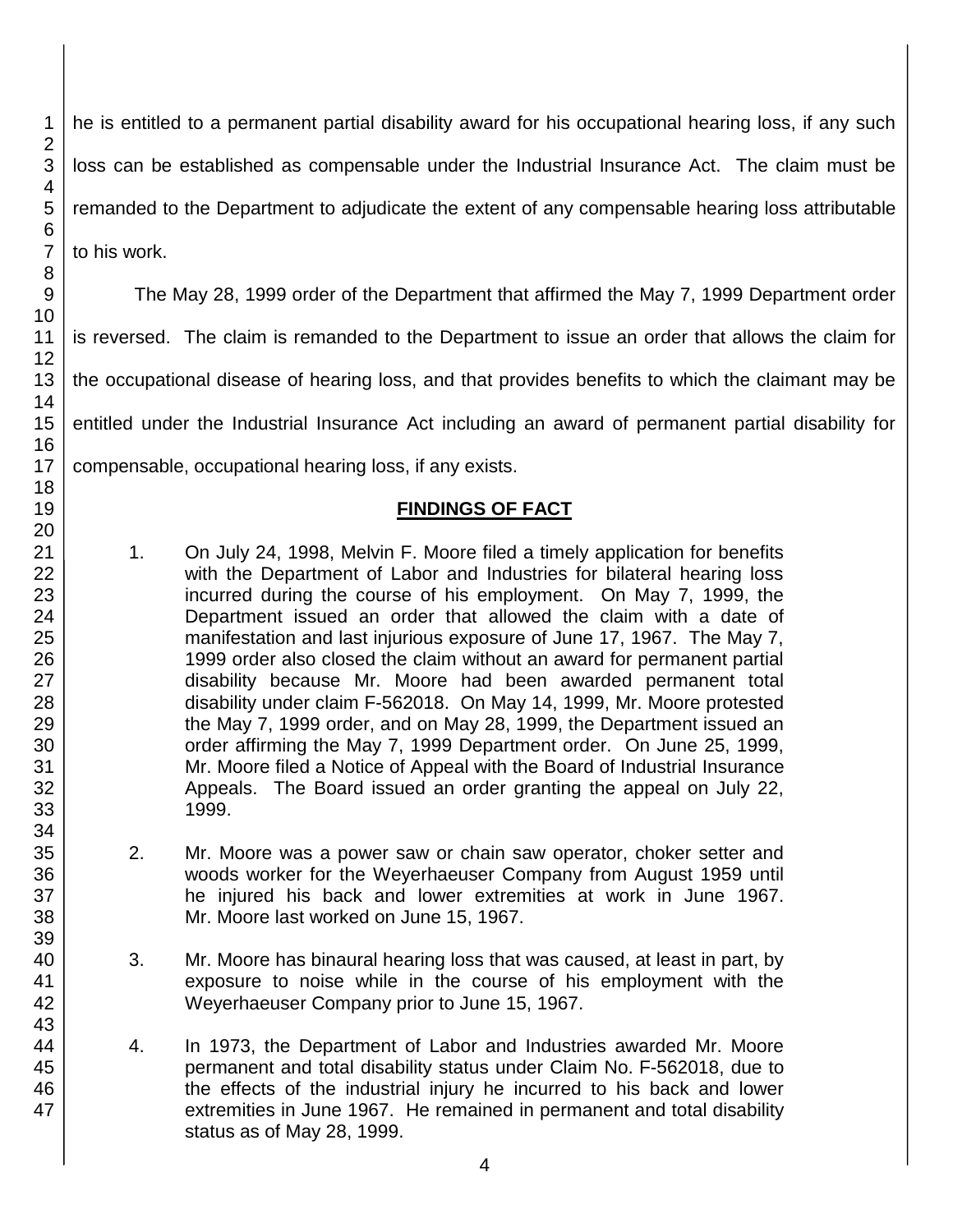he is entitled to a permanent partial disability award for his occupational hearing loss, if any such loss can be established as compensable under the Industrial Insurance Act. The claim must be remanded to the Department to adjudicate the extent of any compensable hearing loss attributable to his work.

The May 28, 1999 order of the Department that affirmed the May 7, 1999 Department order is reversed. The claim is remanded to the Department to issue an order that allows the claim for the occupational disease of hearing loss, and that provides benefits to which the claimant may be entitled under the Industrial Insurance Act including an award of permanent partial disability for compensable, occupational hearing loss, if any exists.

## FINDINGS OF FACT

1. On July 24, 1998, Melvin F. Moore filed a timely application for benefits with the Department of Labor and Industries for bilateral hearing loss incurred during the course of his employment. On May 7, 1999, the Department issued an order that allowed the claim with a date of manifestation and last injurious exposure of June 17, 1967. The May 7, 1999 order also closed the claim without an award for permanent partial disability because Mr. Moore had been awarded permanent total disability under claim F-562018. On May 14, 1999, Mr. Moore protested the May 7, 1999 order, and on May 28, 1999, the Department issued an order affirming the May 7, 1999 Department order. On June 25, 1999, Mr. Moore filed a Notice of Appeal with the Board of Industrial Insurance Appeals. The Board issued an order granting the appeal on July 22, 1999.

2. Mr. Moore was a power saw or chain saw operator, choker setter and woods worker for the Weyerhaeuser Company from August 1959 until he injured his back and lower extremities at work in June 1967. Mr. Moore last worked on June 15, 1967.

3. Mr. Moore has binaural hearing loss that was caused, at least in part, by exposure to noise while in the course of his employment with the Weyerhaeuser Company prior to June 15, 1967.

4. In 1973, the Department of Labor and Industries awarded Mr. Moore permanent and total disability status under Claim No. F-562018, due to the effects of the industrial injury he incurred to his back and lower extremities in June 1967. He remained in permanent and total disability status as of May 28, 1999.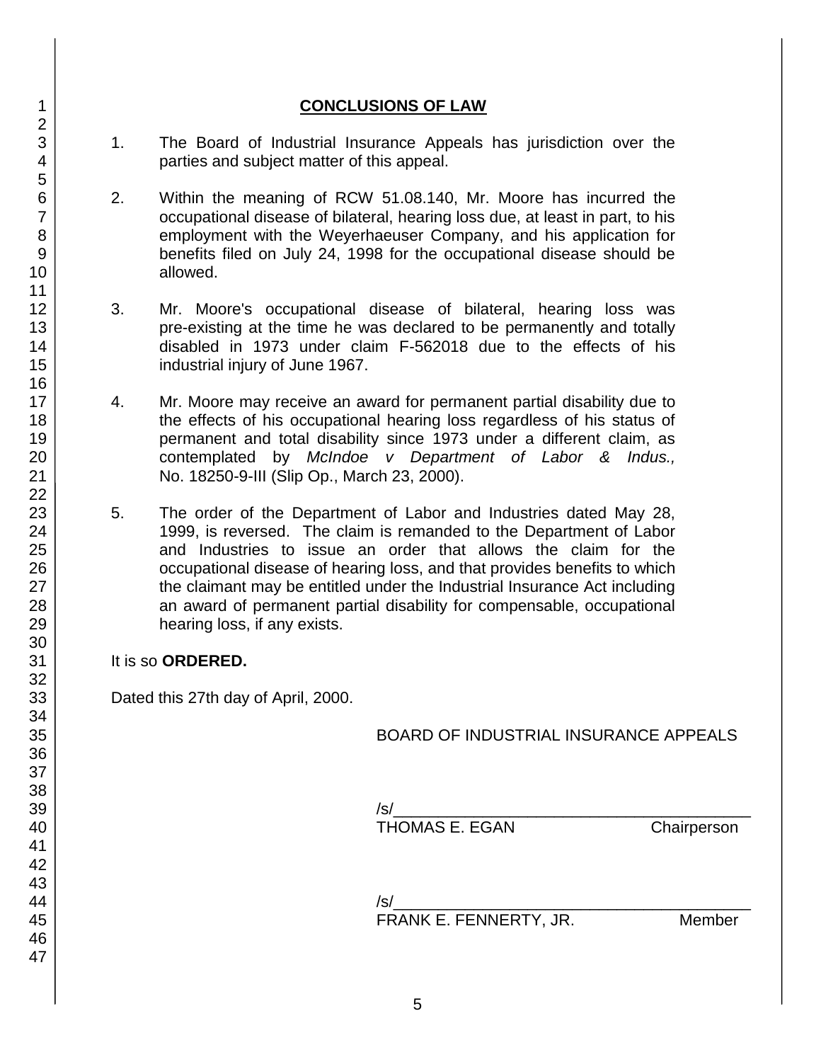## CONCLUSIONS OF LAW

1. The Board of Industrial Insurance Appeals has jurisdiction over the parties and subject matter of this appeal.

2. Within the meaning of RCW 51.08.140, Mr. Moore has incurred the occupational disease of bilateral, hearing loss due, at least in part, to his employment with the Weyerhaeuser Company, and his application for benefits filed on July 24, 1998 for the occupational disease should be allowed.

3. Mr. Moore's occupational disease of bilateral, hearing loss was pre-existing at the time he was declared to be permanently and totally disabled in 1973 under claim F-562018 due to the effects of his industrial injury of June 1967.

4. Mr. Moore may receive an award for permanent partial disability due to the effects of his occupational hearing loss regardless of his status of permanent and total disability since 1973 under a different claim, as contemplated by *McIndoe v Department of Labor & Indus.,* No. 18250-9-III (Slip Op., March 23, 2000).

5. The order of the Department of Labor and Industries dated May 28, 1999, is reversed. The claim is remanded to the Department of Labor and Industries to issue an order that allows the claim for the occupational disease of hearing loss, and that provides benefits to which the claimant may be entitled under the Industrial Insurance Act including an award of permanent partial disability for compensable, occupational hearing loss, if any exists.

It is so **ORDERED.**

Dated this 27th day of April, 2000.

BOARD OF INDUSTRIAL INSURANCE APPEALS

/s/\_\_\_\_\_\_\_\_\_\_\_\_\_\_\_\_\_\_\_\_\_\_\_\_\_\_\_\_\_\_\_\_\_\_\_\_\_\_\_\_
THOMAS E. EGAN Chairperson

/s/\_\_\_\_\_\_\_\_\_\_\_\_\_\_\_\_\_\_\_\_\_\_\_\_\_\_\_\_\_\_\_\_\_\_\_\_\_\_\_\_
FRANK E. FENNERTY, JR. Member